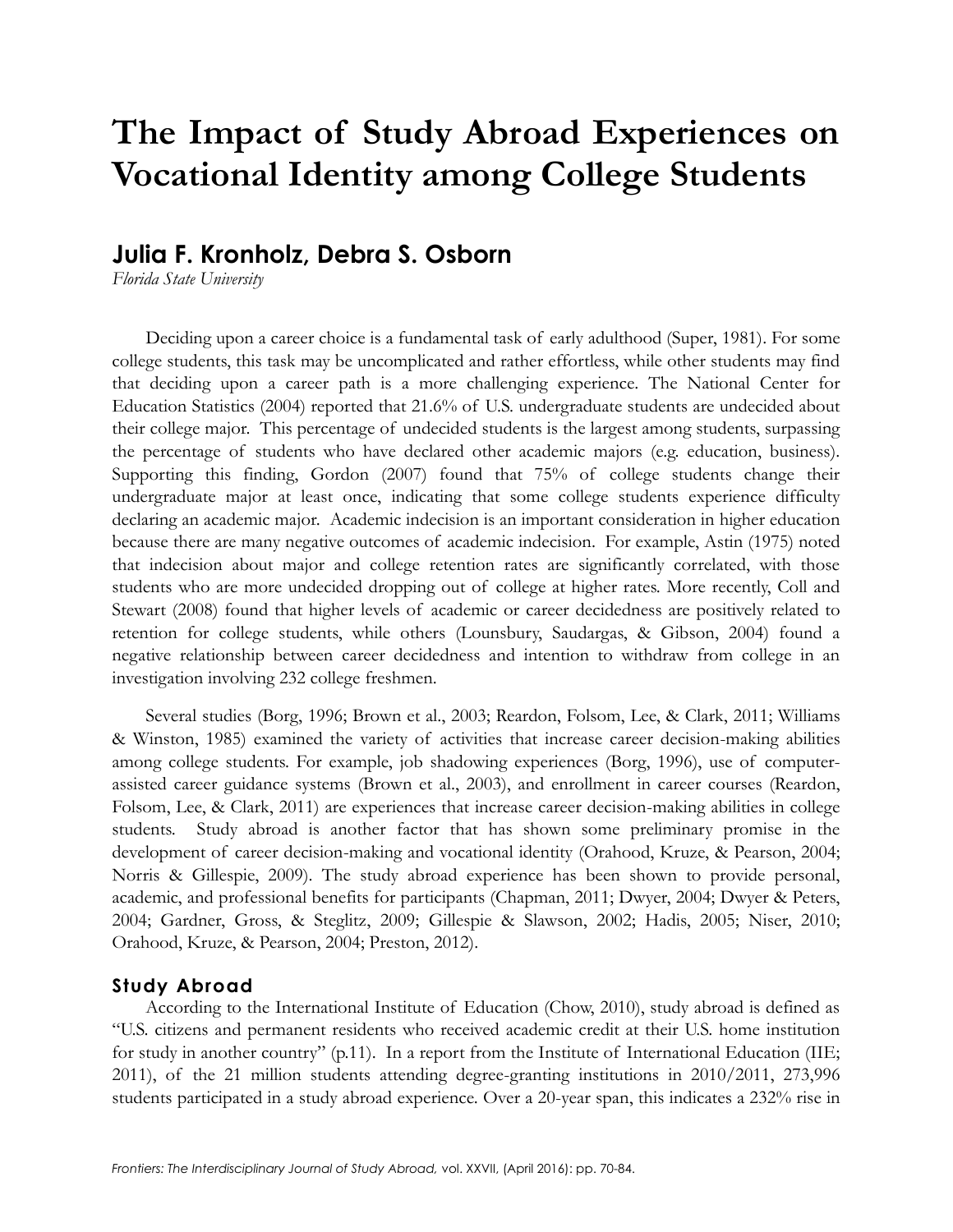# The Impact of Study Abroad Experiences on Vocational Identity among College Students

## Julia F. Kronholz, Debra S. Osborn

*Florida State University*

Deciding upon a career choice is a fundamental task of early adulthood (Super, 1981). For some college students, this task may be uncomplicated and rather effortless, while other students may find that deciding upon a career path is a more challenging experience. The National Center for Education Statistics (2004) reported that 21.6% of U.S. undergraduate students are undecided about their college major. This percentage of undecided students is the largest among students, surpassing the percentage of students who have declared other academic majors (e.g. education, business). Supporting this finding, Gordon (2007) found that 75% of college students change their undergraduate major at least once, indicating that some college students experience difficulty declaring an academic major. Academic indecision is an important consideration in higher education because there are many negative outcomes of academic indecision. For example, Astin (1975) noted that indecision about major and college retention rates are significantly correlated, with those students who are more undecided dropping out of college at higher rates. More recently, Coll and Stewart (2008) found that higher levels of academic or career decidedness are positively related to retention for college students, while others (Lounsbury, Saudargas, & Gibson, 2004) found a negative relationship between career decidedness and intention to withdraw from college in an investigation involving 232 college freshmen.

Several studies (Borg, 1996; Brown et al., 2003; Reardon, Folsom, Lee, & Clark, 2011; Williams & Winston, 1985) examined the variety of activities that increase career decision-making abilities among college students. For example, job shadowing experiences (Borg, 1996), use of computer-assisted career guidance systems (Brown et al., 2003), and enrollment in career courses (Reardon, Folsom, Lee, & Clark, 2011) are experiences that increase career decision-making abilities in college students. Study abroad is another factor that has shown some preliminary promise in the development of career decision-making and vocational identity (Orahood, Kruze, & Pearson, 2004; Norris & Gillespie, 2009). The study abroad experience has been shown to provide personal, academic, and professional benefits for participants (Chapman, 2011; Dwyer, 2004; Dwyer & Peters, 2004; Gardner, Gross, & Steglitz, 2009; Gillespie & Slawson, 2002; Hadis, 2005; Niser, 2010; Orahood, Kruze, & Pearson, 2004; Preston, 2012).

### Study Abroad

According to the International Institute of Education (Chow, 2010), study abroad is defined as "U.S. citizens and permanent residents who received academic credit at their U.S. home institution for study in another country" (p.11). In a report from the Institute of International Education (IIE; 2011), of the 21 million students attending degree-granting institutions in 2010/2011, 273,996 students participated in a study abroad experience. Over a 20-year span, this indicates a 232% rise in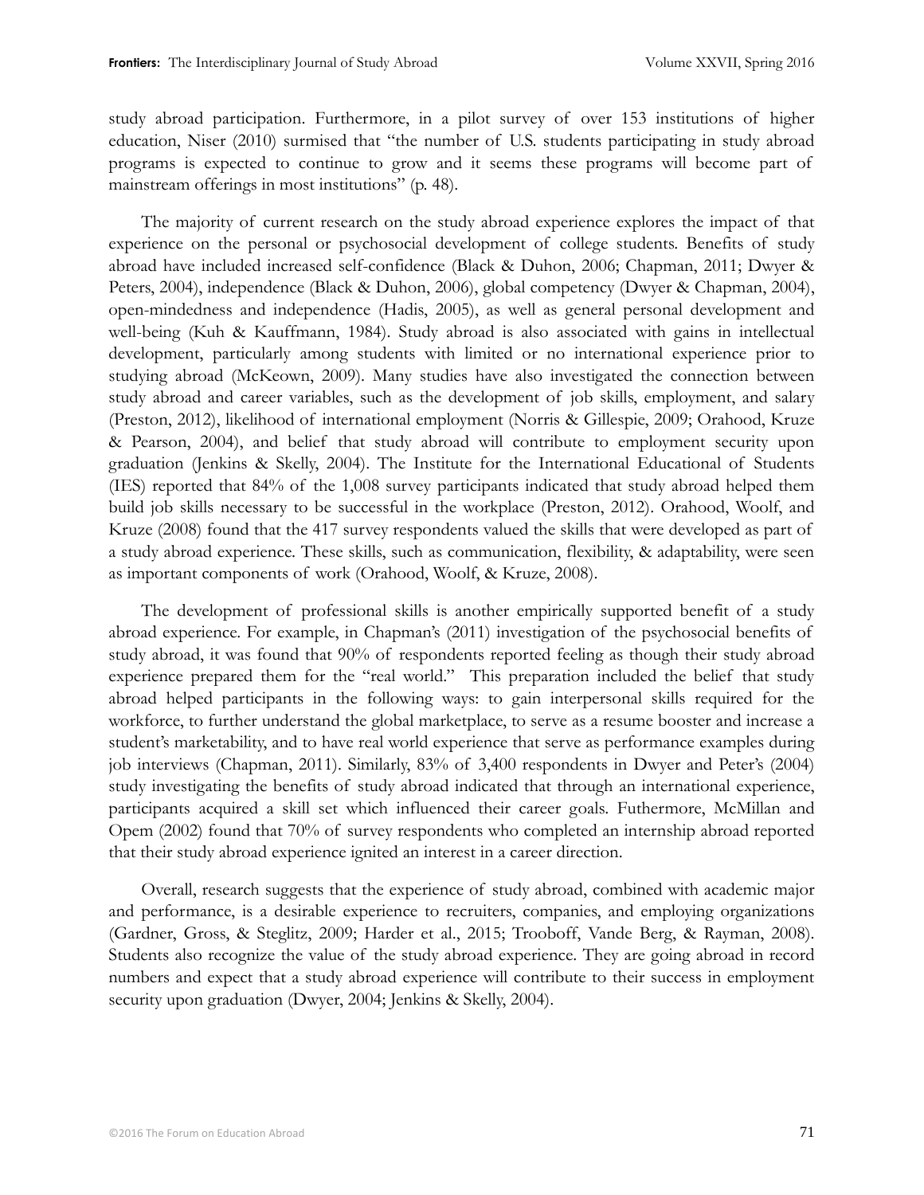study abroad participation. Furthermore, in a pilot survey of over 153 institutions of higher education, Niser (2010) surmised that "the number of U.S. students participating in study abroad programs is expected to continue to grow and it seems these programs will become part of mainstream offerings in most institutions" (p. 48).

The majority of current research on the study abroad experience explores the impact of that experience on the personal or psychosocial development of college students. Benefits of study abroad have included increased self-confidence (Black & Duhon, 2006; Chapman, 2011; Dwyer & Peters, 2004), independence (Black & Duhon, 2006), global competency (Dwyer & Chapman, 2004), open-mindedness and independence (Hadis, 2005), as well as general personal development and well-being (Kuh & Kauffmann, 1984). Study abroad is also associated with gains in intellectual development, particularly among students with limited or no international experience prior to studying abroad (McKeown, 2009). Many studies have also investigated the connection between study abroad and career variables, such as the development of job skills, employment, and salary (Preston, 2012), likelihood of international employment (Norris & Gillespie, 2009; Orahood, Kruze & Pearson, 2004), and belief that study abroad will contribute to employment security upon graduation (Jenkins & Skelly, 2004). The Institute for the International Educational of Students (IES) reported that 84% of the 1,008 survey participants indicated that study abroad helped them build job skills necessary to be successful in the workplace (Preston, 2012). Orahood, Woolf, and Kruze (2008) found that the 417 survey respondents valued the skills that were developed as part of a study abroad experience. These skills, such as communication, flexibility, & adaptability, were seen as important components of work (Orahood, Woolf, & Kruze, 2008).

The development of professional skills is another empirically supported benefit of a study abroad experience. For example, in Chapman's (2011) investigation of the psychosocial benefits of study abroad, it was found that 90% of respondents reported feeling as though their study abroad experience prepared them for the "real world." This preparation included the belief that study abroad helped participants in the following ways: to gain interpersonal skills required for the workforce, to further understand the global marketplace, to serve as a resume booster and increase a student's marketability, and to have real world experience that serve as performance examples during job interviews (Chapman, 2011). Similarly, 83% of 3,400 respondents in Dwyer and Peter's (2004) study investigating the benefits of study abroad indicated that through an international experience, participants acquired a skill set which influenced their career goals. Futhermore, McMillan and Opem (2002) found that 70% of survey respondents who completed an internship abroad reported that their study abroad experience ignited an interest in a career direction.

Overall, research suggests that the experience of study abroad, combined with academic major and performance, is a desirable experience to recruiters, companies, and employing organizations (Gardner, Gross, & Steglitz, 2009; Harder et al., 2015; Trooboff, Vande Berg, & Rayman, 2008). Students also recognize the value of the study abroad experience. They are going abroad in record numbers and expect that a study abroad experience will contribute to their success in employment security upon graduation (Dwyer, 2004; Jenkins & Skelly, 2004).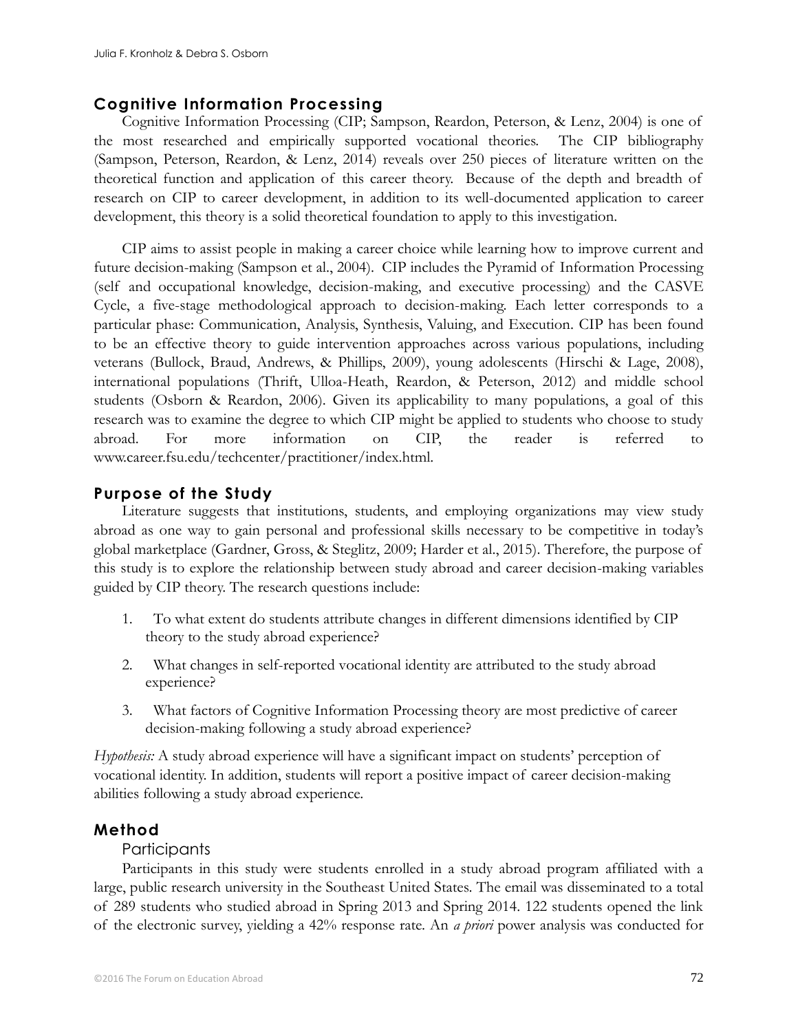## Cognitive Information Processing

Cognitive Information Processing (CIP; Sampson, Reardon, Peterson, & Lenz, 2004) is one of the most researched and empirically supported vocational theories. The CIP bibliography (Sampson, Peterson, Reardon, & Lenz, 2014) reveals over 250 pieces of literature written on the theoretical function and application of this career theory. Because of the depth and breadth of research on CIP to career development, in addition to its well-documented application to career development, this theory is a solid theoretical foundation to apply to this investigation.

CIP aims to assist people in making a career choice while learning how to improve current and future decision-making (Sampson et al., 2004). CIP includes the Pyramid of Information Processing (self and occupational knowledge, decision-making, and executive processing) and the CASVE Cycle, a five-stage methodological approach to decision-making. Each letter corresponds to a particular phase: Communication, Analysis, Synthesis, Valuing, and Execution. CIP has been found to be an effective theory to guide intervention approaches across various populations, including veterans (Bullock, Braud, Andrews, & Phillips, 2009), young adolescents (Hirschi & Lage, 2008), international populations (Thrift, Ulloa-Heath, Reardon, & Peterson, 2012) and middle school students (Osborn & Reardon, 2006). Given its applicability to many populations, a goal of this research was to examine the degree to which CIP might be applied to students who choose to study abroad. For more information on CIP, the reader is referred to www.career.fsu.edu/techcenter/practitioner/index.html.

## Purpose of the Study

Literature suggests that institutions, students, and employing organizations may view study abroad as one way to gain personal and professional skills necessary to be competitive in today's global marketplace (Gardner, Gross, & Steglitz, 2009; Harder et al., 2015). Therefore, the purpose of this study is to explore the relationship between study abroad and career decision-making variables guided by CIP theory. The research questions include:

1. To what extent do students attribute changes in different dimensions identified by CIP theory to the study abroad experience?
2. What changes in self-reported vocational identity are attributed to the study abroad experience?
3. What factors of Cognitive Information Processing theory are most predictive of career decision-making following a study abroad experience?

*Hypothesis:* A study abroad experience will have a significant impact on students' perception of vocational identity. In addition, students will report a positive impact of career decision-making abilities following a study abroad experience.

## Method

### Participants

Participants in this study were students enrolled in a study abroad program affiliated with a large, public research university in the Southeast United States. The email was disseminated to a total of 289 students who studied abroad in Spring 2013 and Spring 2014. 122 students opened the link of the electronic survey, yielding a 42% response rate. An *a priori* power analysis was conducted for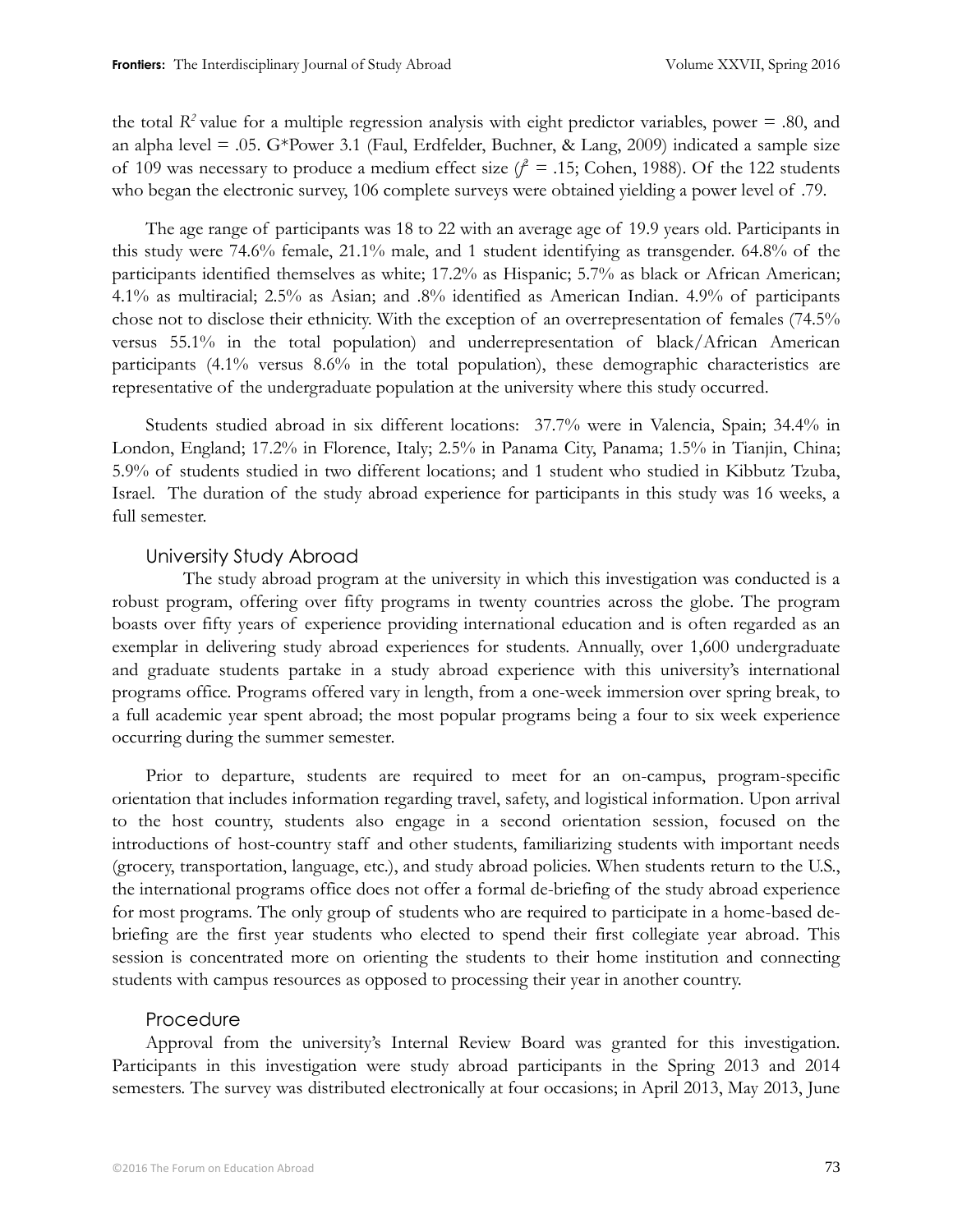the total $R^2$ value for a multiple regression analysis with eight predictor variables, power = .80, and an alpha level = .05. G*Power 3.1 (Faul, Erdfelder, Buchner, & Lang, 2009) indicated a sample size of 109 was necessary to produce a medium effect size ($f^2$ = .15; Cohen, 1988). Of the 122 students who began the electronic survey, 106 complete surveys were obtained yielding a power level of .79.

The age range of participants was 18 to 22 with an average age of 19.9 years old. Participants in this study were 74.6% female, 21.1% male, and 1 student identifying as transgender. 64.8% of the participants identified themselves as white; 17.2% as Hispanic; 5.7% as black or African American; 4.1% as multiracial; 2.5% as Asian; and .8% identified as American Indian. 4.9% of participants chose not to disclose their ethnicity. With the exception of an overrepresentation of females (74.5% versus 55.1% in the total population) and underrepresentation of black/African American participants (4.1% versus 8.6% in the total population), these demographic characteristics are representative of the undergraduate population at the university where this study occurred.

Students studied abroad in six different locations: 37.7% were in Valencia, Spain; 34.4% in London, England; 17.2% in Florence, Italy; 2.5% in Panama City, Panama; 1.5% in Tianjin, China; 5.9% of students studied in two different locations; and 1 student who studied in Kibbutz Tzuba, Israel. The duration of the study abroad experience for participants in this study was 16 weeks, a full semester.

### University Study Abroad

The study abroad program at the university in which this investigation was conducted is a robust program, offering over fifty programs in twenty countries across the globe. The program boasts over fifty years of experience providing international education and is often regarded as an exemplar in delivering study abroad experiences for students. Annually, over 1,600 undergraduate and graduate students partake in a study abroad experience with this university's international programs office. Programs offered vary in length, from a one-week immersion over spring break, to a full academic year spent abroad; the most popular programs being a four to six week experience occurring during the summer semester.

Prior to departure, students are required to meet for an on-campus, program-specific orientation that includes information regarding travel, safety, and logistical information. Upon arrival to the host country, students also engage in a second orientation session, focused on the introductions of host-country staff and other students, familiarizing students with important needs (grocery, transportation, language, etc.), and study abroad policies. When students return to the U.S., the international programs office does not offer a formal de-briefing of the study abroad experience for most programs. The only group of students who are required to participate in a home-based de-briefing are the first year students who elected to spend their first collegiate year abroad. This session is concentrated more on orienting the students to their home institution and connecting students with campus resources as opposed to processing their year in another country.

### Procedure

Approval from the university's Internal Review Board was granted for this investigation. Participants in this investigation were study abroad participants in the Spring 2013 and 2014 semesters. The survey was distributed electronically at four occasions; in April 2013, May 2013, June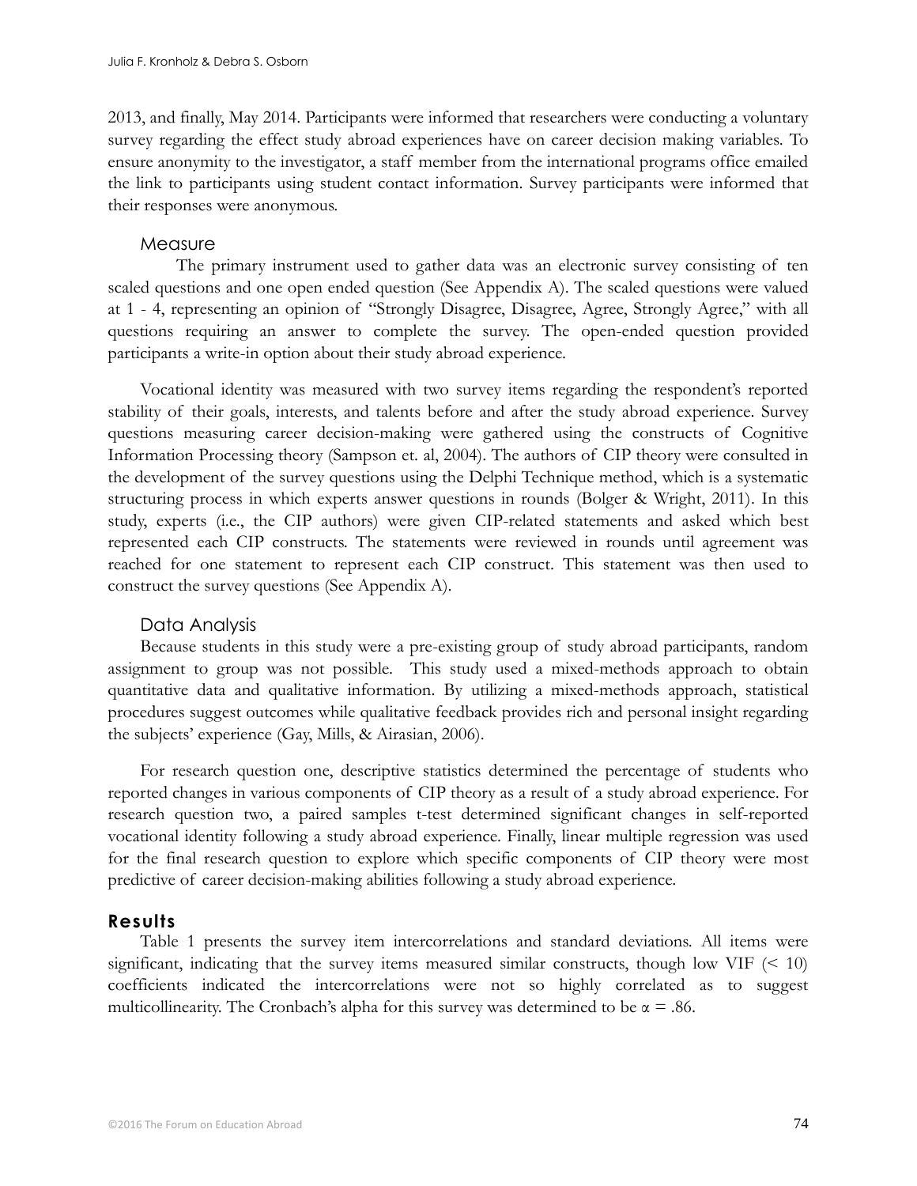2013, and finally, May 2014. Participants were informed that researchers were conducting a voluntary survey regarding the effect study abroad experiences have on career decision making variables. To ensure anonymity to the investigator, a staff member from the international programs office emailed the link to participants using student contact information. Survey participants were informed that their responses were anonymous.

### Measure

The primary instrument used to gather data was an electronic survey consisting of ten scaled questions and one open ended question (See Appendix A). The scaled questions were valued at 1 - 4, representing an opinion of "Strongly Disagree, Disagree, Agree, Strongly Agree," with all questions requiring an answer to complete the survey. The open-ended question provided participants a write-in option about their study abroad experience.

Vocational identity was measured with two survey items regarding the respondent's reported stability of their goals, interests, and talents before and after the study abroad experience. Survey questions measuring career decision-making were gathered using the constructs of Cognitive Information Processing theory (Sampson et. al, 2004). The authors of CIP theory were consulted in the development of the survey questions using the Delphi Technique method, which is a systematic structuring process in which experts answer questions in rounds (Bolger & Wright, 2011). In this study, experts (i.e., the CIP authors) were given CIP-related statements and asked which best represented each CIP constructs. The statements were reviewed in rounds until agreement was reached for one statement to represent each CIP construct. This statement was then used to construct the survey questions (See Appendix A).

### Data Analysis

Because students in this study were a pre-existing group of study abroad participants, random assignment to group was not possible. This study used a mixed-methods approach to obtain quantitative data and qualitative information. By utilizing a mixed-methods approach, statistical procedures suggest outcomes while qualitative feedback provides rich and personal insight regarding the subjects' experience (Gay, Mills, & Airasian, 2006).

For research question one, descriptive statistics determined the percentage of students who reported changes in various components of CIP theory as a result of a study abroad experience. For research question two, a paired samples t-test determined significant changes in self-reported vocational identity following a study abroad experience. Finally, linear multiple regression was used for the final research question to explore which specific components of CIP theory were most predictive of career decision-making abilities following a study abroad experience.

## Results

Table 1 presents the survey item intercorrelations and standard deviations. All items were significant, indicating that the survey items measured similar constructs, though low VIF ($< 10$) coefficients indicated the intercorrelations were not so highly correlated as to suggest multicollinearity. The Cronbach's alpha for this survey was determined to be $\alpha = .86$.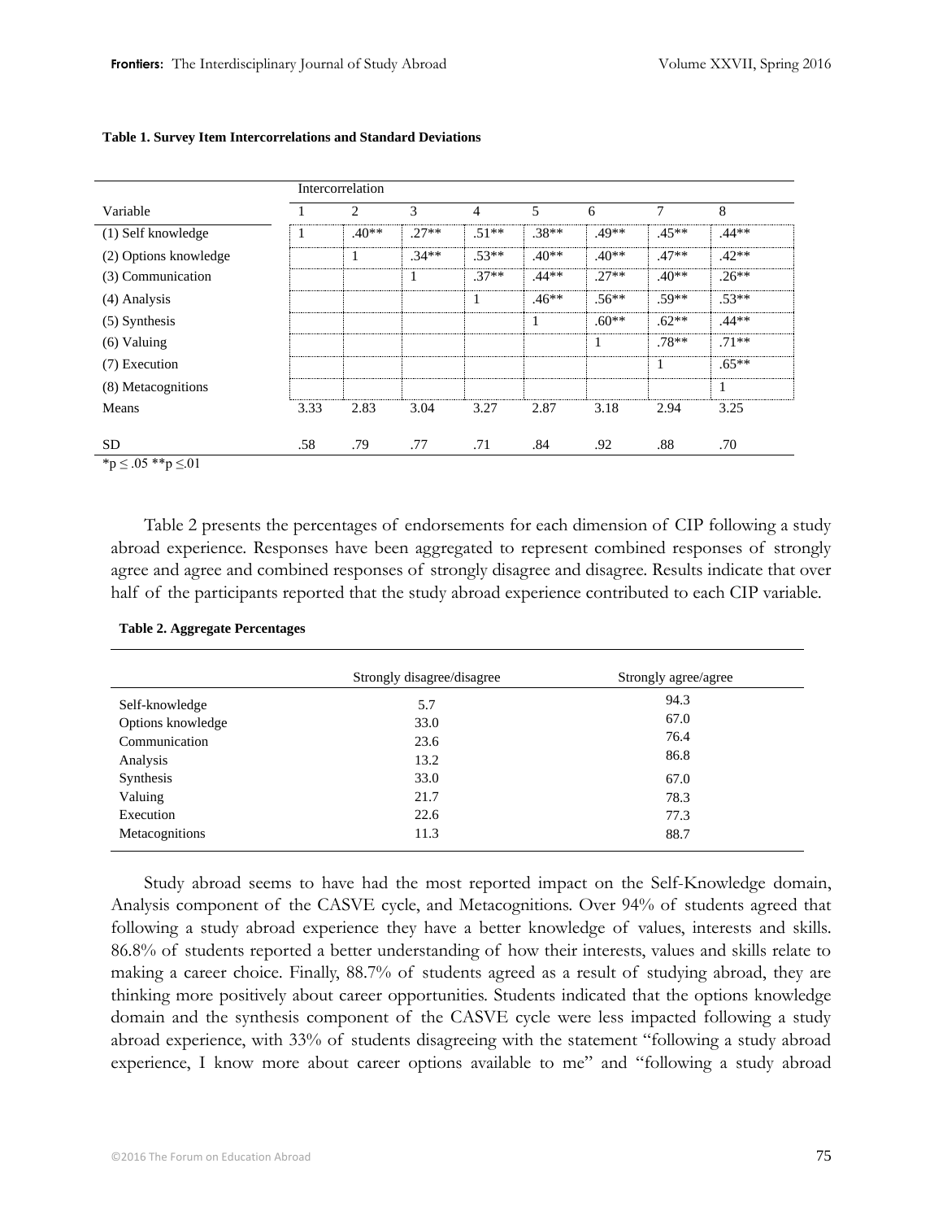**Table 1. Survey Item Intercorrelations and Standard Deviations**

| | Intercorrelation | | | | | | | |
|---|---|---|---|---|---|---|---|---|
| Variable | 1 | 2 | 3 | 4 | 5 | 6 | 7 | 8 |
| (1) Self knowledge | 1 | .40** | .27** | .51** | .38** | .49** | .45** | .44** |
| (2) Options knowledge | | 1 | .34** | .53** | .40** | .40** | .47** | .42** |
| (3) Communication | | | 1 | .37** | .44** | .27** | .40** | .26** |
| (4) Analysis | | | | 1 | .46** | .56** | .59** | .53** |
| (5) Synthesis | | | | | 1 | .60** | .62** | .44** |
| (6) Valuing | | | | | | 1 | .78** | .71** |
| (7) Execution | | | | | | | 1 | .65** |
| (8) Metacognitions | | | | | | | | 1 |
| Means | 3.33 | 2.83 | 3.04 | 3.27 | 2.87 | 3.18 | 2.94 | 3.25 |
| SD | .58 | .79 | .77 | .71 | .84 | .92 | .88 | .70 |

*p ≤ .05 **p ≤.01

Table 2 presents the percentages of endorsements for each dimension of CIP following a study abroad experience. Responses have been aggregated to represent combined responses of strongly agree and agree and combined responses of strongly disagree and disagree. Results indicate that over half of the participants reported that the study abroad experience contributed to each CIP variable.

**Table 2. Aggregate Percentages**

| | Strongly disagree/disagree | Strongly agree/agree |
|---|---|---|
| Self-knowledge | 5.7 | 94.3 |
| Options knowledge | 33.0 | 67.0 |
| Communication | 23.6 | 76.4 |
| Analysis | 13.2 | 86.8 |
| Synthesis | 33.0 | 67.0 |
| Valuing | 21.7 | 78.3 |
| Execution | 22.6 | 77.3 |
| Metacognitions | 11.3 | 88.7 |

Study abroad seems to have had the most reported impact on the Self-Knowledge domain, Analysis component of the CASVE cycle, and Metacognitions. Over 94% of students agreed that following a study abroad experience they have a better knowledge of values, interests and skills. 86.8% of students reported a better understanding of how their interests, values and skills relate to making a career choice. Finally, 88.7% of students agreed as a result of studying abroad, they are thinking more positively about career opportunities. Students indicated that the options knowledge domain and the synthesis component of the CASVE cycle were less impacted following a study abroad experience, with 33% of students disagreeing with the statement "following a study abroad experience, I know more about career options available to me" and "following a study abroad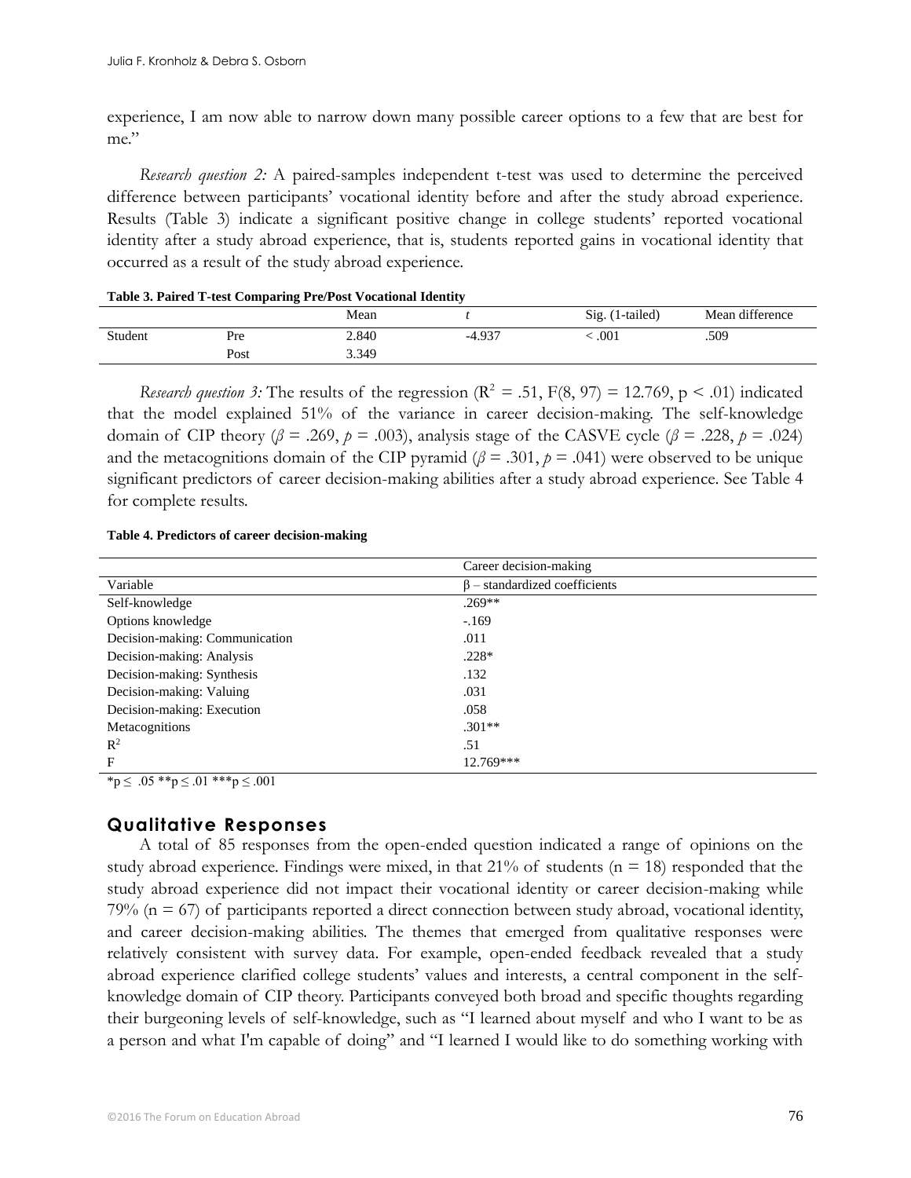experience, I am now able to narrow down many possible career options to a few that are best for me."

*Research question 2:* A paired-samples independent t-test was used to determine the perceived difference between participants' vocational identity before and after the study abroad experience. Results (Table 3) indicate a significant positive change in college students' reported vocational identity after a study abroad experience, that is, students reported gains in vocational identity that occurred as a result of the study abroad experience.

**Table 3. Paired T-test Comparing Pre/Post Vocational Identity**

| | | Mean | *t* | Sig. (1-tailed) | Mean difference |
|---|---|---|---|---|---|
| Student | Pre | 2.840 | -4.937 | < .001 | .509 |
| | Post | 3.349 | | | |

*Research question 3:* The results of the regression ($R^2$ = .51, F(8, 97) = 12.769, p < .01) indicated that the model explained 51% of the variance in career decision-making. The self-knowledge domain of CIP theory ($\beta$ = .269, $p$ = .003), analysis stage of the CASVE cycle ($\beta$ = .228, $p$ = .024) and the metacognitions domain of the CIP pyramid ($\beta$ = .301, $p$ = .041) were observed to be unique significant predictors of career decision-making abilities after a study abroad experience. See Table 4 for complete results.

**Table 4. Predictors of career decision-making**

| | Career decision-making |
|---|---|
| Variable | β – standardized coefficients |
| Self-knowledge | .269** |
| Options knowledge | -.169 |
| Decision-making: Communication | .011 |
| Decision-making: Analysis | .228* |
| Decision-making: Synthesis | .132 |
| Decision-making: Valuing | .031 |
| Decision-making: Execution | .058 |
| Metacognitions | .301** |
| $R^2$ | .51 |
| F | 12.769*** |

*p ≤ .05 **p ≤ .01 ***p ≤ .001

## Qualitative Responses

A total of 85 responses from the open-ended question indicated a range of opinions on the study abroad experience. Findings were mixed, in that 21% of students (n = 18) responded that the study abroad experience did not impact their vocational identity or career decision-making while 79% (n = 67) of participants reported a direct connection between study abroad, vocational identity, and career decision-making abilities. The themes that emerged from qualitative responses were relatively consistent with survey data. For example, open-ended feedback revealed that a study abroad experience clarified college students' values and interests, a central component in the self-knowledge domain of CIP theory. Participants conveyed both broad and specific thoughts regarding their burgeoning levels of self-knowledge, such as "I learned about myself and who I want to be as a person and what I'm capable of doing" and "I learned I would like to do something working with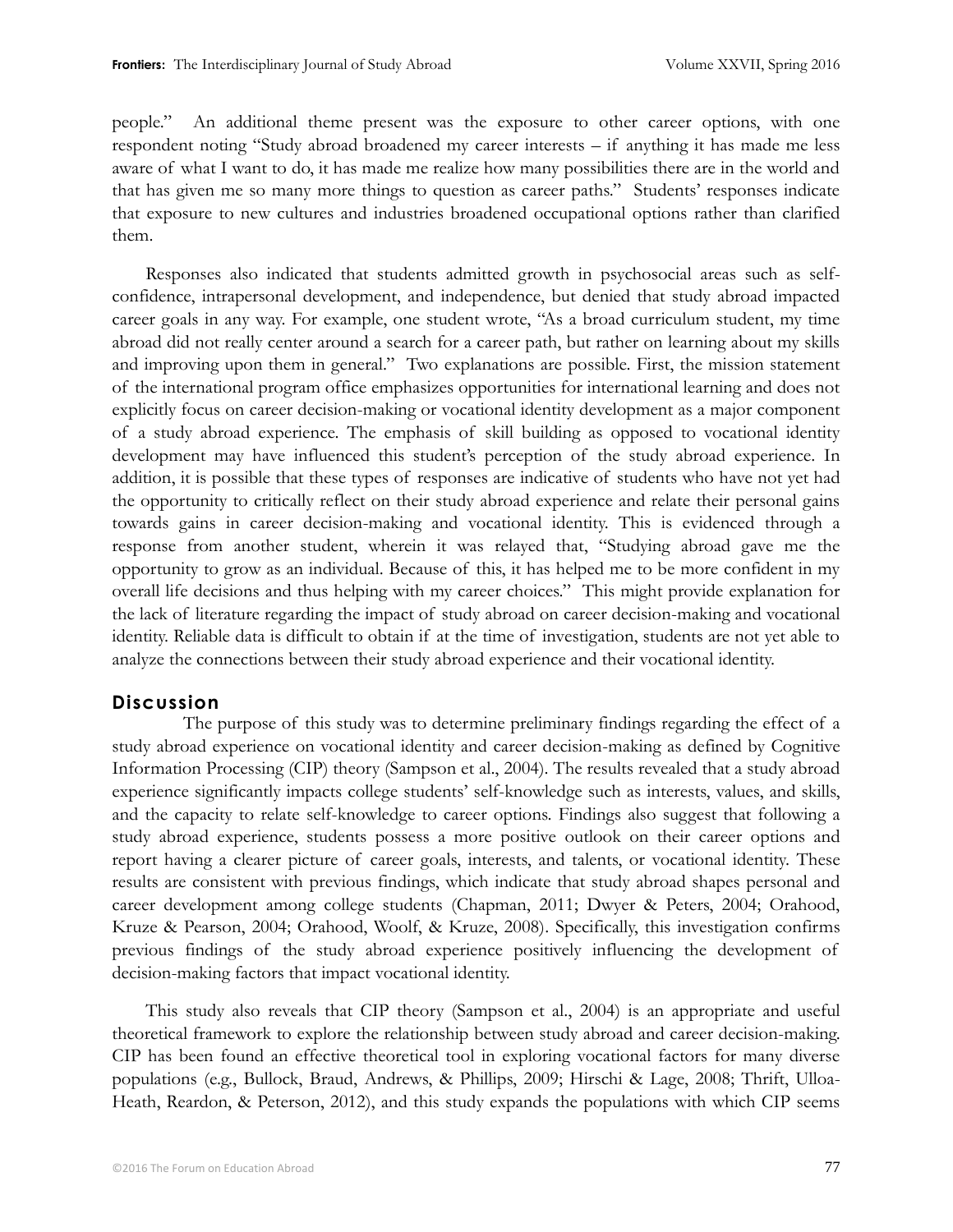people." An additional theme present was the exposure to other career options, with one respondent noting "Study abroad broadened my career interests – if anything it has made me less aware of what I want to do, it has made me realize how many possibilities there are in the world and that has given me so many more things to question as career paths." Students' responses indicate that exposure to new cultures and industries broadened occupational options rather than clarified them.

Responses also indicated that students admitted growth in psychosocial areas such as self-confidence, intrapersonal development, and independence, but denied that study abroad impacted career goals in any way. For example, one student wrote, "As a broad curriculum student, my time abroad did not really center around a search for a career path, but rather on learning about my skills and improving upon them in general." Two explanations are possible. First, the mission statement of the international program office emphasizes opportunities for international learning and does not explicitly focus on career decision-making or vocational identity development as a major component of a study abroad experience. The emphasis of skill building as opposed to vocational identity development may have influenced this student's perception of the study abroad experience. In addition, it is possible that these types of responses are indicative of students who have not yet had the opportunity to critically reflect on their study abroad experience and relate their personal gains towards gains in career decision-making and vocational identity. This is evidenced through a response from another student, wherein it was relayed that, "Studying abroad gave me the opportunity to grow as an individual. Because of this, it has helped me to be more confident in my overall life decisions and thus helping with my career choices." This might provide explanation for the lack of literature regarding the impact of study abroad on career decision-making and vocational identity. Reliable data is difficult to obtain if at the time of investigation, students are not yet able to analyze the connections between their study abroad experience and their vocational identity.

## Discussion

The purpose of this study was to determine preliminary findings regarding the effect of a study abroad experience on vocational identity and career decision-making as defined by Cognitive Information Processing (CIP) theory (Sampson et al., 2004). The results revealed that a study abroad experience significantly impacts college students' self-knowledge such as interests, values, and skills, and the capacity to relate self-knowledge to career options. Findings also suggest that following a study abroad experience, students possess a more positive outlook on their career options and report having a clearer picture of career goals, interests, and talents, or vocational identity. These results are consistent with previous findings, which indicate that study abroad shapes personal and career development among college students (Chapman, 2011; Dwyer & Peters, 2004; Orahood, Kruze & Pearson, 2004; Orahood, Woolf, & Kruze, 2008). Specifically, this investigation confirms previous findings of the study abroad experience positively influencing the development of decision-making factors that impact vocational identity.

This study also reveals that CIP theory (Sampson et al., 2004) is an appropriate and useful theoretical framework to explore the relationship between study abroad and career decision-making. CIP has been found an effective theoretical tool in exploring vocational factors for many diverse populations (e.g., Bullock, Braud, Andrews, & Phillips, 2009; Hirschi & Lage, 2008; Thrift, Ulloa-Heath, Reardon, & Peterson, 2012), and this study expands the populations with which CIP seems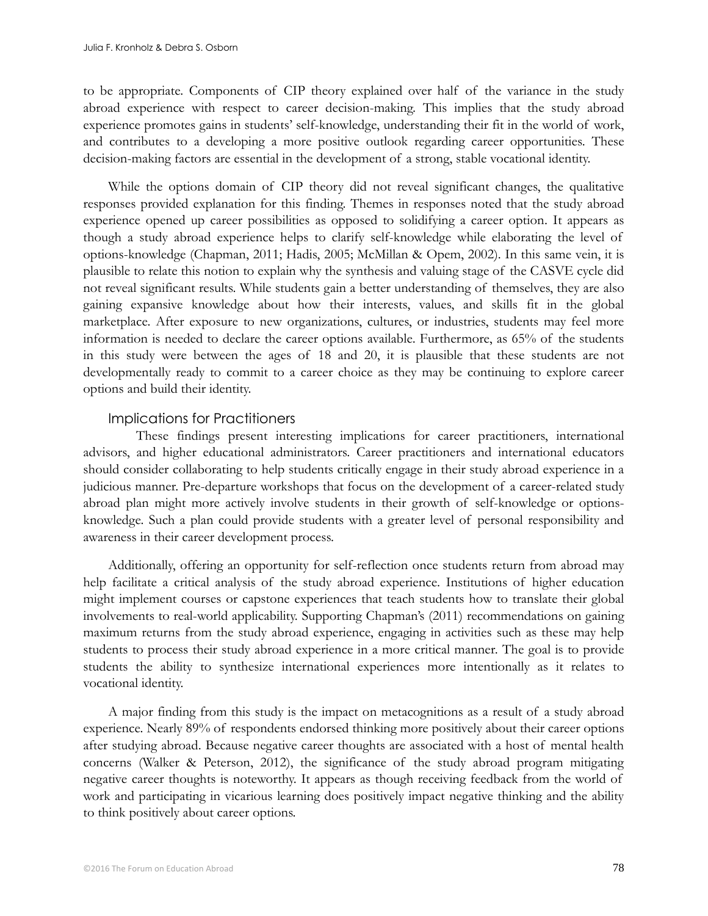to be appropriate. Components of CIP theory explained over half of the variance in the study abroad experience with respect to career decision-making. This implies that the study abroad experience promotes gains in students' self-knowledge, understanding their fit in the world of work, and contributes to a developing a more positive outlook regarding career opportunities. These decision-making factors are essential in the development of a strong, stable vocational identity.

While the options domain of CIP theory did not reveal significant changes, the qualitative responses provided explanation for this finding. Themes in responses noted that the study abroad experience opened up career possibilities as opposed to solidifying a career option. It appears as though a study abroad experience helps to clarify self-knowledge while elaborating the level of options-knowledge (Chapman, 2011; Hadis, 2005; McMillan & Opem, 2002). In this same vein, it is plausible to relate this notion to explain why the synthesis and valuing stage of the CASVE cycle did not reveal significant results. While students gain a better understanding of themselves, they are also gaining expansive knowledge about how their interests, values, and skills fit in the global marketplace. After exposure to new organizations, cultures, or industries, students may feel more information is needed to declare the career options available. Furthermore, as 65% of the students in this study were between the ages of 18 and 20, it is plausible that these students are not developmentally ready to commit to a career choice as they may be continuing to explore career options and build their identity.

## Implications for Practitioners

These findings present interesting implications for career practitioners, international advisors, and higher educational administrators. Career practitioners and international educators should consider collaborating to help students critically engage in their study abroad experience in a judicious manner. Pre-departure workshops that focus on the development of a career-related study abroad plan might more actively involve students in their growth of self-knowledge or options-knowledge. Such a plan could provide students with a greater level of personal responsibility and awareness in their career development process.

Additionally, offering an opportunity for self-reflection once students return from abroad may help facilitate a critical analysis of the study abroad experience. Institutions of higher education might implement courses or capstone experiences that teach students how to translate their global involvements to real-world applicability. Supporting Chapman's (2011) recommendations on gaining maximum returns from the study abroad experience, engaging in activities such as these may help students to process their study abroad experience in a more critical manner. The goal is to provide students the ability to synthesize international experiences more intentionally as it relates to vocational identity.

A major finding from this study is the impact on metacognitions as a result of a study abroad experience. Nearly 89% of respondents endorsed thinking more positively about their career options after studying abroad. Because negative career thoughts are associated with a host of mental health concerns (Walker & Peterson, 2012), the significance of the study abroad program mitigating negative career thoughts is noteworthy. It appears as though receiving feedback from the world of work and participating in vicarious learning does positively impact negative thinking and the ability to think positively about career options.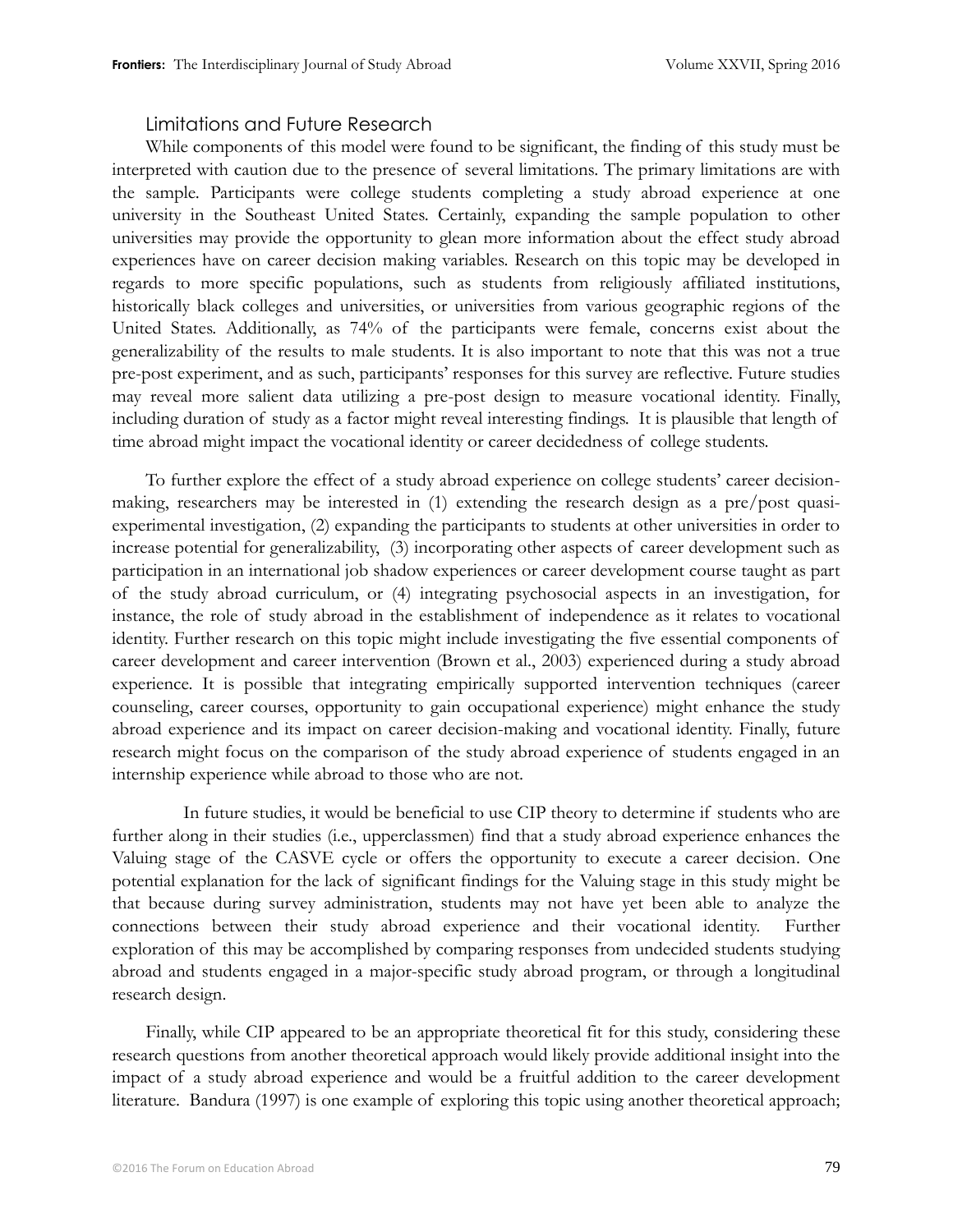## Limitations and Future Research

While components of this model were found to be significant, the finding of this study must be interpreted with caution due to the presence of several limitations. The primary limitations are with the sample. Participants were college students completing a study abroad experience at one university in the Southeast United States. Certainly, expanding the sample population to other universities may provide the opportunity to glean more information about the effect study abroad experiences have on career decision making variables. Research on this topic may be developed in regards to more specific populations, such as students from religiously affiliated institutions, historically black colleges and universities, or universities from various geographic regions of the United States. Additionally, as 74% of the participants were female, concerns exist about the generalizability of the results to male students. It is also important to note that this was not a true pre-post experiment, and as such, participants' responses for this survey are reflective. Future studies may reveal more salient data utilizing a pre-post design to measure vocational identity. Finally, including duration of study as a factor might reveal interesting findings. It is plausible that length of time abroad might impact the vocational identity or career decidedness of college students.

To further explore the effect of a study abroad experience on college students' career decision-making, researchers may be interested in (1) extending the research design as a pre/post quasi-experimental investigation, (2) expanding the participants to students at other universities in order to increase potential for generalizability, (3) incorporating other aspects of career development such as participation in an international job shadow experiences or career development course taught as part of the study abroad curriculum, or (4) integrating psychosocial aspects in an investigation, for instance, the role of study abroad in the establishment of independence as it relates to vocational identity. Further research on this topic might include investigating the five essential components of career development and career intervention (Brown et al., 2003) experienced during a study abroad experience. It is possible that integrating empirically supported intervention techniques (career counseling, career courses, opportunity to gain occupational experience) might enhance the study abroad experience and its impact on career decision-making and vocational identity. Finally, future research might focus on the comparison of the study abroad experience of students engaged in an internship experience while abroad to those who are not.

In future studies, it would be beneficial to use CIP theory to determine if students who are further along in their studies (i.e., upperclassmen) find that a study abroad experience enhances the Valuing stage of the CASVE cycle or offers the opportunity to execute a career decision. One potential explanation for the lack of significant findings for the Valuing stage in this study might be that because during survey administration, students may not have yet been able to analyze the connections between their study abroad experience and their vocational identity. Further exploration of this may be accomplished by comparing responses from undecided students studying abroad and students engaged in a major-specific study abroad program, or through a longitudinal research design.

Finally, while CIP appeared to be an appropriate theoretical fit for this study, considering these research questions from another theoretical approach would likely provide additional insight into the impact of a study abroad experience and would be a fruitful addition to the career development literature. Bandura (1997) is one example of exploring this topic using another theoretical approach;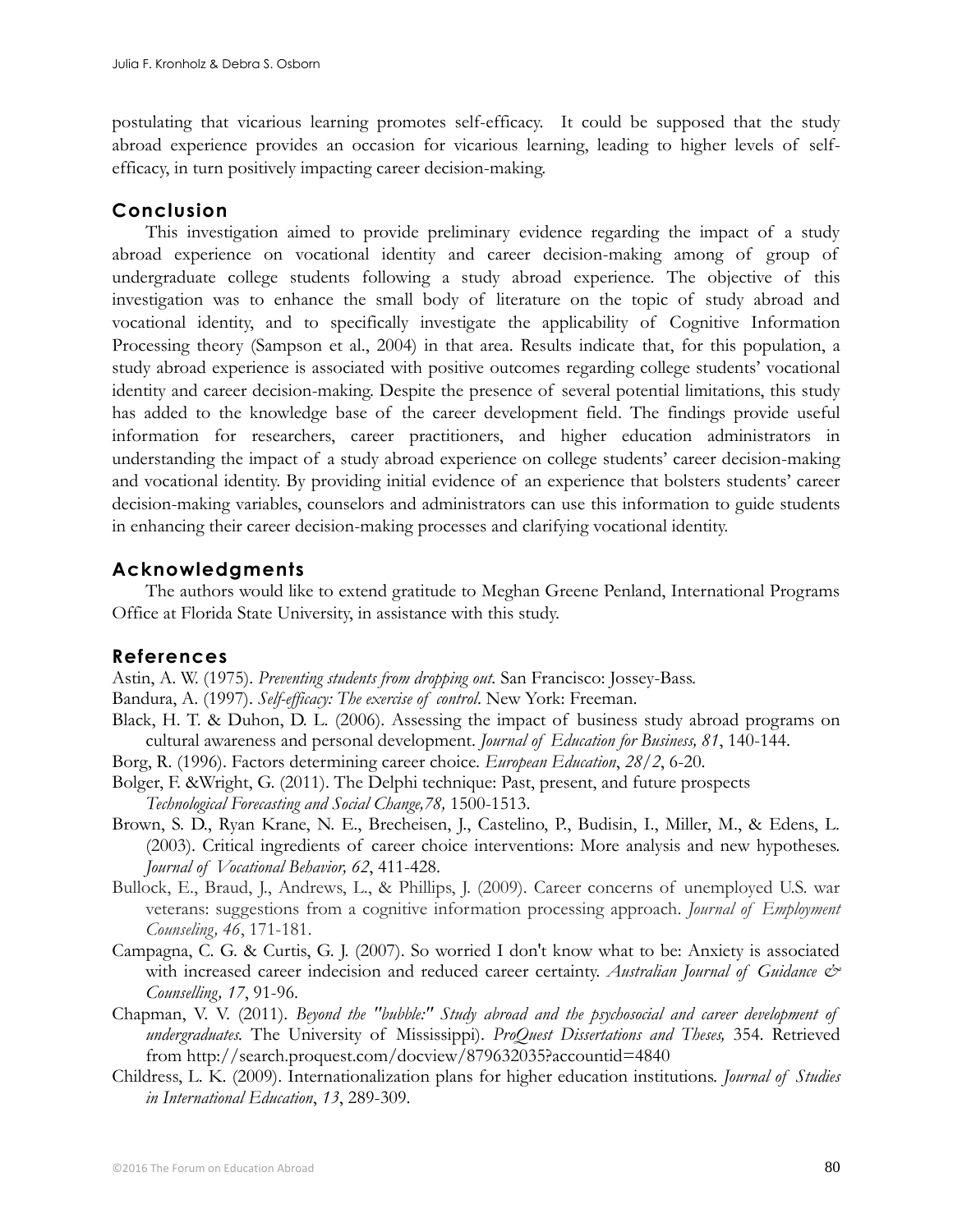postulating that vicarious learning promotes self-efficacy. It could be supposed that the study abroad experience provides an occasion for vicarious learning, leading to higher levels of self-efficacy, in turn positively impacting career decision-making.

## Conclusion

This investigation aimed to provide preliminary evidence regarding the impact of a study abroad experience on vocational identity and career decision-making among of group of undergraduate college students following a study abroad experience. The objective of this investigation was to enhance the small body of literature on the topic of study abroad and vocational identity, and to specifically investigate the applicability of Cognitive Information Processing theory (Sampson et al., 2004) in that area. Results indicate that, for this population, a study abroad experience is associated with positive outcomes regarding college students' vocational identity and career decision-making. Despite the presence of several potential limitations, this study has added to the knowledge base of the career development field. The findings provide useful information for researchers, career practitioners, and higher education administrators in understanding the impact of a study abroad experience on college students' career decision-making and vocational identity. By providing initial evidence of an experience that bolsters students' career decision-making variables, counselors and administrators can use this information to guide students in enhancing their career decision-making processes and clarifying vocational identity.

## Acknowledgments

The authors would like to extend gratitude to Meghan Greene Penland, International Programs Office at Florida State University, in assistance with this study.

## References

Astin, A. W. (1975). *Preventing students from dropping out*. San Francisco: Jossey-Bass.

Bandura, A. (1997). *Self-efficacy: The exercise of control*. New York: Freeman.

Black, H. T. & Duhon, D. L. (2006). Assessing the impact of business study abroad programs on cultural awareness and personal development. *Journal of Education for Business, 81*, 140-144.

Borg, R. (1996). Factors determining career choice. *European Education*, *28/2*, 6-20.

Bolger, F. &Wright, G. (2011). The Delphi technique: Past, present, and future prospects *Technological Forecasting and Social Change,78,* 1500-1513.

Brown, S. D., Ryan Krane, N. E., Brecheisen, J., Castelino, P., Budisin, I., Miller, M., & Edens, L. (2003). Critical ingredients of career choice interventions: More analysis and new hypotheses. *Journal of Vocational Behavior, 62*, 411-428.

Bullock, E., Braud, J., Andrews, L., & Phillips, J. (2009). Career concerns of unemployed U.S. war veterans: suggestions from a cognitive information processing approach. *Journal of Employment Counseling, 46*, 171-181.

Campagna, C. G. & Curtis, G. J. (2007). So worried I don't know what to be: Anxiety is associated with increased career indecision and reduced career certainty. *Australian Journal of Guidance & Counselling, 17*, 91-96.

Chapman, V. V. (2011). *Beyond the "bubble:" Study abroad and the psychosocial and career development of undergraduates.* The University of Mississippi). *ProQuest Dissertations and Theses,* 354. Retrieved from http://search.proquest.com/docview/879632035?accountid=4840

Childress, L. K. (2009). Internationalization plans for higher education institutions. *Journal of Studies in International Education*, *13*, 289-309.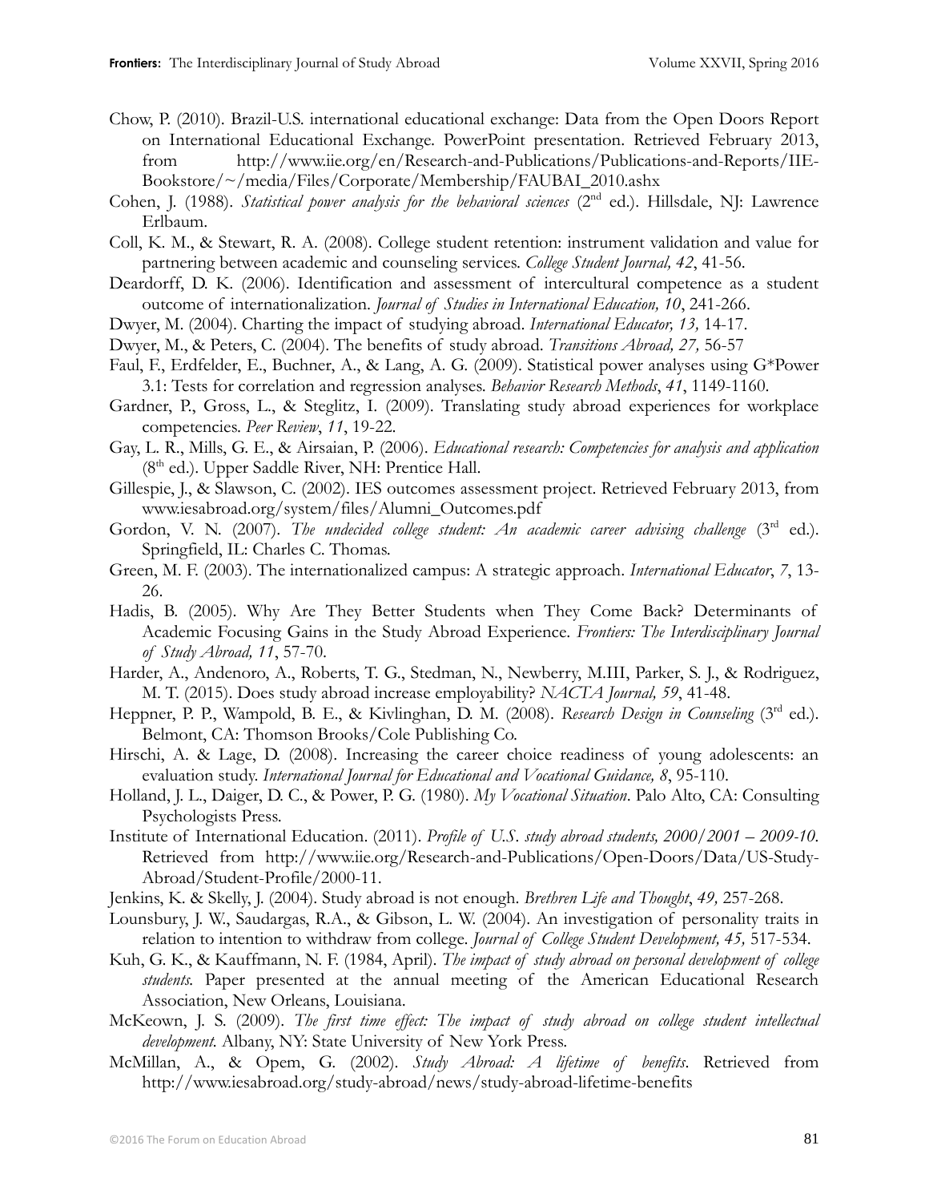Chow, P. (2010). Brazil-U.S. international educational exchange: Data from the Open Doors Report on International Educational Exchange. PowerPoint presentation. Retrieved February 2013, from http://www.iie.org/en/Research-and-Publications/Publications-and-Reports/IIE-Bookstore/~/media/Files/Corporate/Membership/FAUBAI_2010.ashx

Cohen, J. (1988). *Statistical power analysis for the behavioral sciences* (2nd ed.). Hillsdale, NJ: Lawrence Erlbaum.

Coll, K. M., & Stewart, R. A. (2008). College student retention: instrument validation and value for partnering between academic and counseling services. *College Student Journal, 42*, 41-56.

Deardorff, D. K. (2006). Identification and assessment of intercultural competence as a student outcome of internationalization. *Journal of Studies in International Education, 10*, 241-266.

Dwyer, M. (2004). Charting the impact of studying abroad. *International Educator, 13,* 14-17.

Dwyer, M., & Peters, C. (2004). The benefits of study abroad. *Transitions Abroad, 27,* 56-57

Faul, F., Erdfelder, E., Buchner, A., & Lang, A. G. (2009). Statistical power analyses using G*Power 3.1: Tests for correlation and regression analyses. *Behavior Research Methods*, *41*, 1149-1160.

Gardner, P., Gross, L., & Steglitz, I. (2009). Translating study abroad experiences for workplace competencies. *Peer Review*, *11*, 19-22.

Gay, L. R., Mills, G. E., & Airsaian, P. (2006). *Educational research: Competencies for analysis and application* (8th ed.). Upper Saddle River, NH: Prentice Hall.

Gillespie, J., & Slawson, C. (2002). IES outcomes assessment project. Retrieved February 2013, from www.iesabroad.org/system/files/Alumni_Outcomes.pdf

Gordon, V. N. (2007). *The undecided college student: An academic career advising challenge* (3rd ed.). Springfield, IL: Charles C. Thomas.

Green, M. F. (2003). The internationalized campus: A strategic approach. *International Educator*, *7*, 13-26.

Hadis, B. (2005). Why Are They Better Students when They Come Back? Determinants of Academic Focusing Gains in the Study Abroad Experience. *Frontiers: The Interdisciplinary Journal of Study Abroad, 11*, 57-70.

Harder, A., Andenoro, A., Roberts, T. G., Stedman, N., Newberry, M.III, Parker, S. J., & Rodriguez, M. T. (2015). Does study abroad increase employability? *NACTA Journal, 59*, 41-48.

Heppner, P. P., Wampold, B. E., & Kivlinghan, D. M. (2008). *Research Design in Counseling* (3rd ed.). Belmont, CA: Thomson Brooks/Cole Publishing Co.

Hirschi, A. & Lage, D. (2008). Increasing the career choice readiness of young adolescents: an evaluation study. *International Journal for Educational and Vocational Guidance, 8*, 95-110.

Holland, J. L., Daiger, D. C., & Power, P. G. (1980). *My Vocational Situation*. Palo Alto, CA: Consulting Psychologists Press.

Institute of International Education. (2011). *Profile of U.S. study abroad students, 2000/2001 – 2009-10*. Retrieved from http://www.iie.org/Research-and-Publications/Open-Doors/Data/US-Study-Abroad/Student-Profile/2000-11.

Jenkins, K. & Skelly, J. (2004). Study abroad is not enough. *Brethren Life and Thought*, *49,* 257-268.

Lounsbury, J. W., Saudargas, R.A., & Gibson, L. W. (2004). An investigation of personality traits in relation to intention to withdraw from college. *Journal of College Student Development, 45,* 517-534.

Kuh, G. K., & Kauffmann, N. F. (1984, April). *The impact of study abroad on personal development of college students.* Paper presented at the annual meeting of the American Educational Research Association, New Orleans, Louisiana.

McKeown, J. S. (2009). *The first time effect: The impact of study abroad on college student intellectual development.* Albany, NY: State University of New York Press.

McMillan, A., & Opem, G. (2002). *Study Abroad: A lifetime of benefits*. Retrieved from http://www.iesabroad.org/study-abroad/news/study-abroad-lifetime-benefits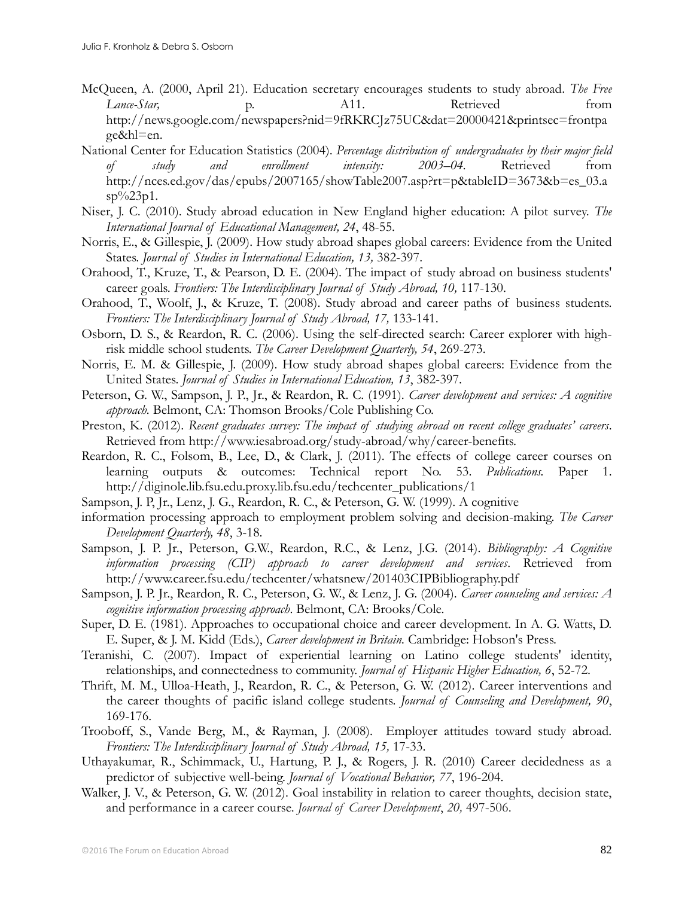McQueen, A. (2000, April 21). Education secretary encourages students to study abroad. *The Free Lance-Star,* p. A11. Retrieved from http://news.google.com/newspapers?nid=9fRKRCJz75UC&dat=20000421&printsec=frontpage&hl=en.

National Center for Education Statistics (2004). *Percentage distribution of undergraduates by their major field of study and enrollment intensity: 2003–04*. Retrieved from http://nces.ed.gov/das/epubs/2007165/showTable2007.asp?rt=p&tableID=3673&b=es_03.asp%23p1.

Niser, J. C. (2010). Study abroad education in New England higher education: A pilot survey. *The International Journal of Educational Management, 24*, 48-55.

Norris, E., & Gillespie, J. (2009). How study abroad shapes global careers: Evidence from the United States. *Journal of Studies in International Education, 13,* 382-397.

Orahood, T., Kruze, T., & Pearson, D. E. (2004). The impact of study abroad on business students' career goals. *Frontiers: The Interdisciplinary Journal of Study Abroad, 10,* 117-130.

Orahood, T., Woolf, J., & Kruze, T. (2008). Study abroad and career paths of business students. *Frontiers: The Interdisciplinary Journal of Study Abroad, 17,* 133-141.

Osborn, D. S., & Reardon, R. C. (2006). Using the self-directed search: Career explorer with high-risk middle school students. *The Career Development Quarterly, 54*, 269-273.

Norris, E. M. & Gillespie, J. (2009). How study abroad shapes global careers: Evidence from the United States. *Journal of Studies in International Education, 13*, 382-397.

Peterson, G. W., Sampson, J. P., Jr., & Reardon, R. C. (1991). *Career development and services: A cognitive approach*. Belmont, CA: Thomson Brooks/Cole Publishing Co.

Preston, K. (2012). *Recent graduates survey: The impact of studying abroad on recent college graduates' careers*. Retrieved from http://www.iesabroad.org/study-abroad/why/career-benefits.

Reardon, R. C., Folsom, B., Lee, D., & Clark, J. (2011). The effects of college career courses on learning outputs & outcomes: Technical report No. 53. *Publications.* Paper 1. http://diginole.lib.fsu.edu.proxy.lib.fsu.edu/techcenter_publications/1

Sampson, J. P, Jr., Lenz, J. G., Reardon, R. C., & Peterson, G. W. (1999). A cognitive information processing approach to employment problem solving and decision-making. *The Career Development Quarterly, 48*, 3-18.

Sampson, J. P. Jr., Peterson, G.W., Reardon, R.C., & Lenz, J.G. (2014). *Bibliography: A Cognitive information processing (CIP) approach to career development and services*. Retrieved from http://www.career.fsu.edu/techcenter/whatsnew/201403CIPBibliography.pdf

Sampson, J. P. Jr., Reardon, R. C., Peterson, G. W., & Lenz, J. G. (2004). *Career counseling and services: A cognitive information processing approach*. Belmont, CA: Brooks/Cole.

Super, D. E. (1981). Approaches to occupational choice and career development. In A. G. Watts, D. E. Super, & J. M. Kidd (Eds.), *Career development in Britain.* Cambridge: Hobson's Press.

Teranishi, C. (2007). Impact of experiential learning on Latino college students' identity, relationships, and connectedness to community. *Journal of Hispanic Higher Education, 6*, 52-72.

Thrift, M. M., Ulloa-Heath, J., Reardon, R. C., & Peterson, G. W. (2012). Career interventions and the career thoughts of pacific island college students. *Journal of Counseling and Development, 90*, 169-176.

Trooboff, S., Vande Berg, M., & Rayman, J. (2008). Employer attitudes toward study abroad. *Frontiers: The Interdisciplinary Journal of Study Abroad, 15,* 17-33.

Uthayakumar, R., Schimmack, U., Hartung, P. J., & Rogers, J. R. (2010) Career decidedness as a predictor of subjective well-being. *Journal of Vocational Behavior, 77*, 196-204.

Walker, J. V., & Peterson, G. W. (2012). Goal instability in relation to career thoughts, decision state, and performance in a career course. *Journal of Career Development*, *20,* 497-506.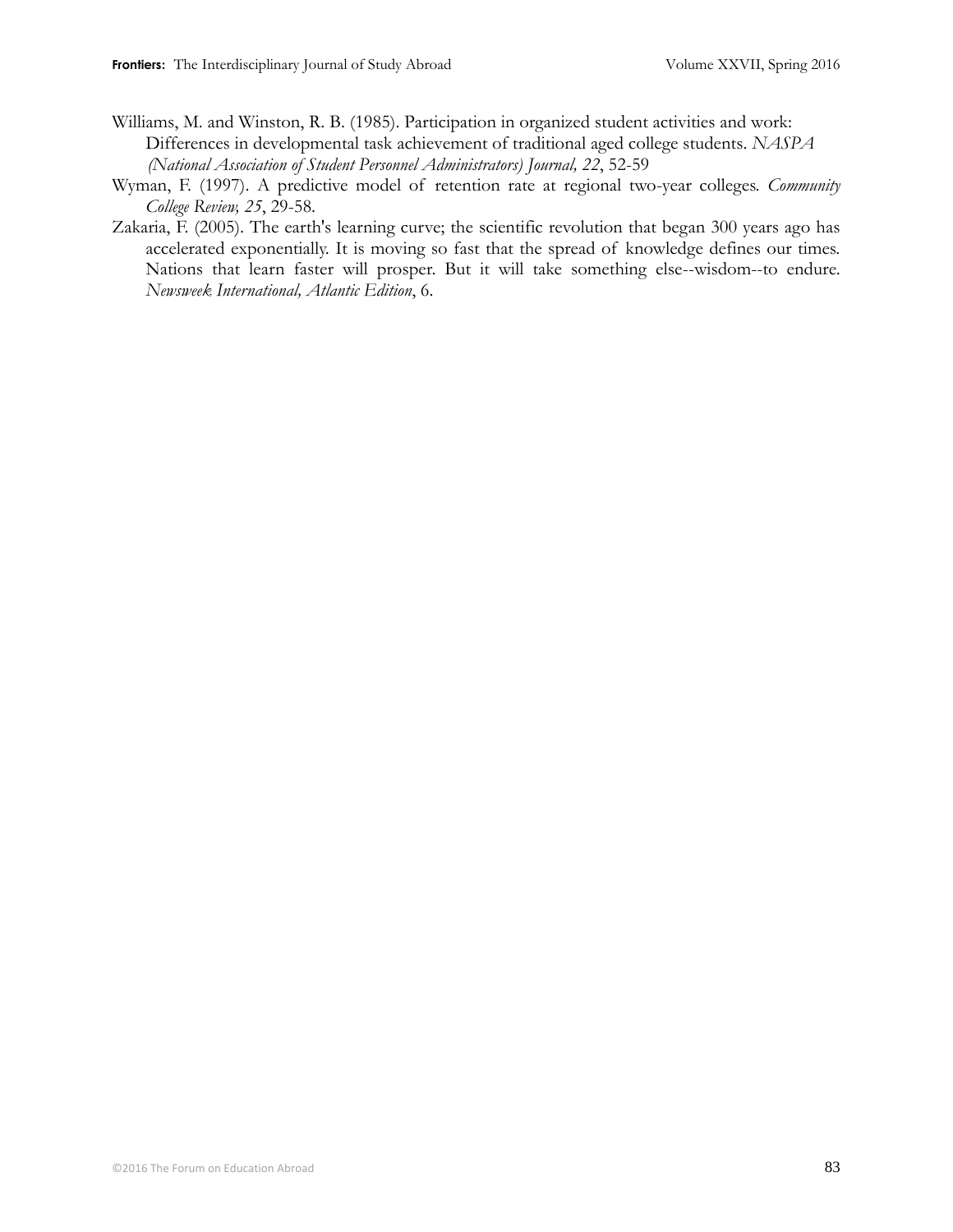Williams, M. and Winston, R. B. (1985). Participation in organized student activities and work: Differences in developmental task achievement of traditional aged college students. *NASPA (National Association of Student Personnel Administrators) Journal, 22*, 52-59

Wyman, F. (1997). A predictive model of retention rate at regional two-year colleges. *Community College Review, 25*, 29-58.

Zakaria, F. (2005). The earth's learning curve; the scientific revolution that began 300 years ago has accelerated exponentially. It is moving so fast that the spread of knowledge defines our times. Nations that learn faster will prosper. But it will take something else--wisdom--to endure. *Newsweek International, Atlantic Edition*, 6.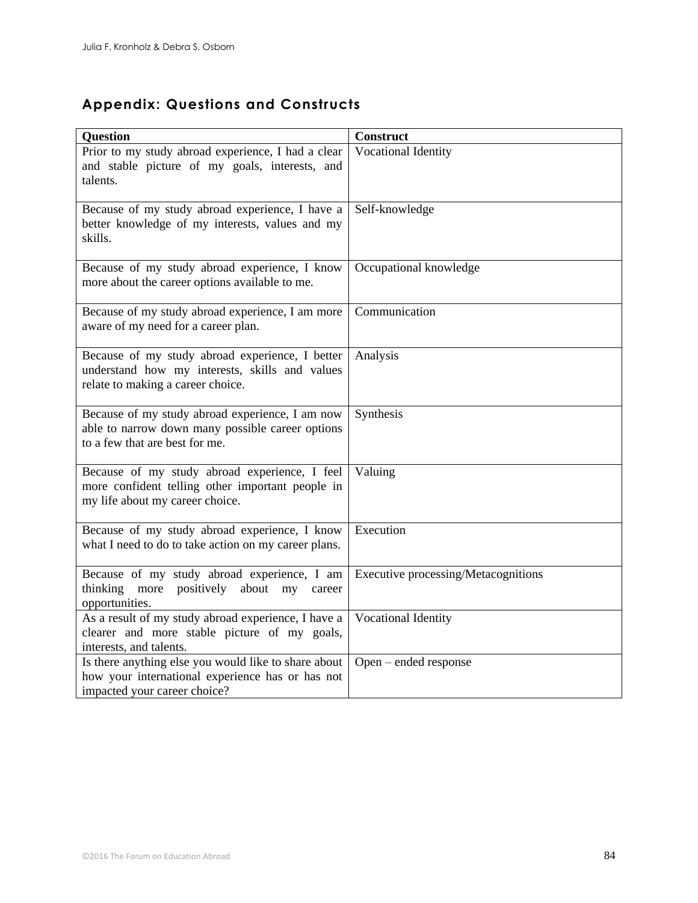## Appendix: Questions and Constructs

| Question | Construct |
|---|---|
| Prior to my study abroad experience, I had a clear and stable picture of my goals, interests, and talents. | Vocational Identity |
| Because of my study abroad experience, I have a better knowledge of my interests, values and my skills. | Self-knowledge |
| Because of my study abroad experience, I know more about the career options available to me. | Occupational knowledge |
| Because of my study abroad experience, I am more aware of my need for a career plan. | Communication |
| Because of my study abroad experience, I better understand how my interests, skills and values relate to making a career choice. | Analysis |
| Because of my study abroad experience, I am now able to narrow down many possible career options to a few that are best for me. | Synthesis |
| Because of my study abroad experience, I feel more confident telling other important people in my life about my career choice. | Valuing |
| Because of my study abroad experience, I know what I need to do to take action on my career plans. | Execution |
| Because of my study abroad experience, I am thinking more positively about my career opportunities. | Executive processing/Metacognitions |
| As a result of my study abroad experience, I have a clearer and more stable picture of my goals, interests, and talents. | Vocational Identity |
| Is there anything else you would like to share about how your international experience has or has not impacted your career choice? | Open – ended response |